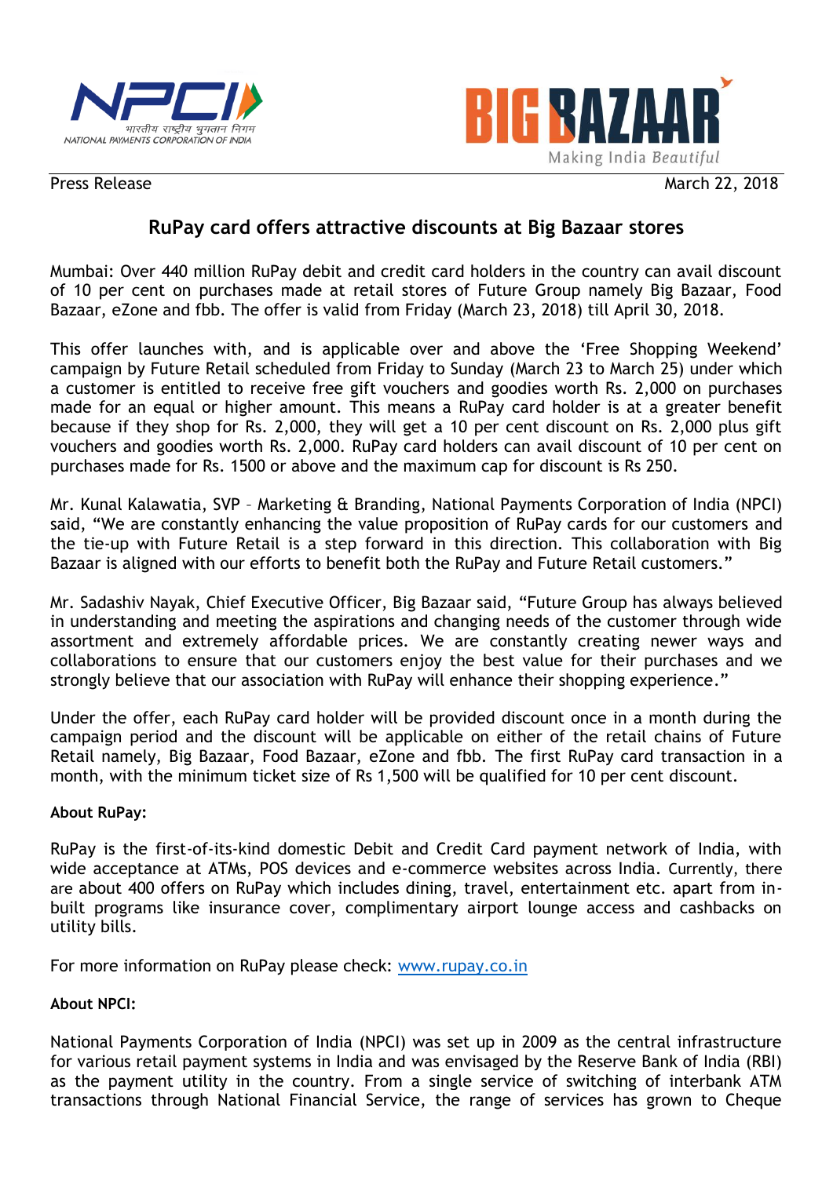Press Release

March 22, 2018

# RuPay card offers attractive discounts at Big Bazaar stores

Mumbai: Over 440 million RuPay debit and credit card holders in the country can avail discount of 10 per cent on purchases made at retail stores of Future Group namely Big Bazaar, Food Bazaar, eZone and fbb. The offer is valid from Friday (March 23, 2018) till April 30, 2018.

This offer launches with, and is applicable over and above the 'Free Shopping Weekend' campaign by Future Retail scheduled from Friday to Sunday (March 23 to March 25) under which a customer is entitled to receive free gift vouchers and goodies worth Rs. 2,000 on purchases made for an equal or higher amount. This means a RuPay card holder is at a greater benefit because if they shop for Rs. 2,000, they will get a 10 per cent discount on Rs. 2,000 plus gift vouchers and goodies worth Rs. 2,000. RuPay card holders can avail discount of 10 per cent on purchases made for Rs. 1500 or above and the maximum cap for discount is Rs 250.

Mr. Kunal Kalawatia, SVP – Marketing & Branding, National Payments Corporation of India (NPCI) said, "We are constantly enhancing the value proposition of RuPay cards for our customers and the tie-up with Future Retail is a step forward in this direction. This collaboration with Big Bazaar is aligned with our efforts to benefit both the RuPay and Future Retail customers."

Mr. Sadashiv Nayak, Chief Executive Officer, Big Bazaar said, "Future Group has always believed in understanding and meeting the aspirations and changing needs of the customer through wide assortment and extremely affordable prices. We are constantly creating newer ways and collaborations to ensure that our customers enjoy the best value for their purchases and we strongly believe that our association with RuPay will enhance their shopping experience."

Under the offer, each RuPay card holder will be provided discount once in a month during the campaign period and the discount will be applicable on either of the retail chains of Future Retail namely, Big Bazaar, Food Bazaar, eZone and fbb. The first RuPay card transaction in a month, with the minimum ticket size of Rs 1,500 will be qualified for 10 per cent discount.

**About RuPay:**

RuPay is the first-of-its-kind domestic Debit and Credit Card payment network of India, with wide acceptance at ATMs, POS devices and e-commerce websites across India. Currently, there are about 400 offers on RuPay which includes dining, travel, entertainment etc. apart from in-built programs like insurance cover, complimentary airport lounge access and cashbacks on utility bills.

For more information on RuPay please check: www.rupay.co.in

**About NPCI:**

National Payments Corporation of India (NPCI) was set up in 2009 as the central infrastructure for various retail payment systems in India and was envisaged by the Reserve Bank of India (RBI) as the payment utility in the country. From a single service of switching of interbank ATM transactions through National Financial Service, the range of services has grown to Cheque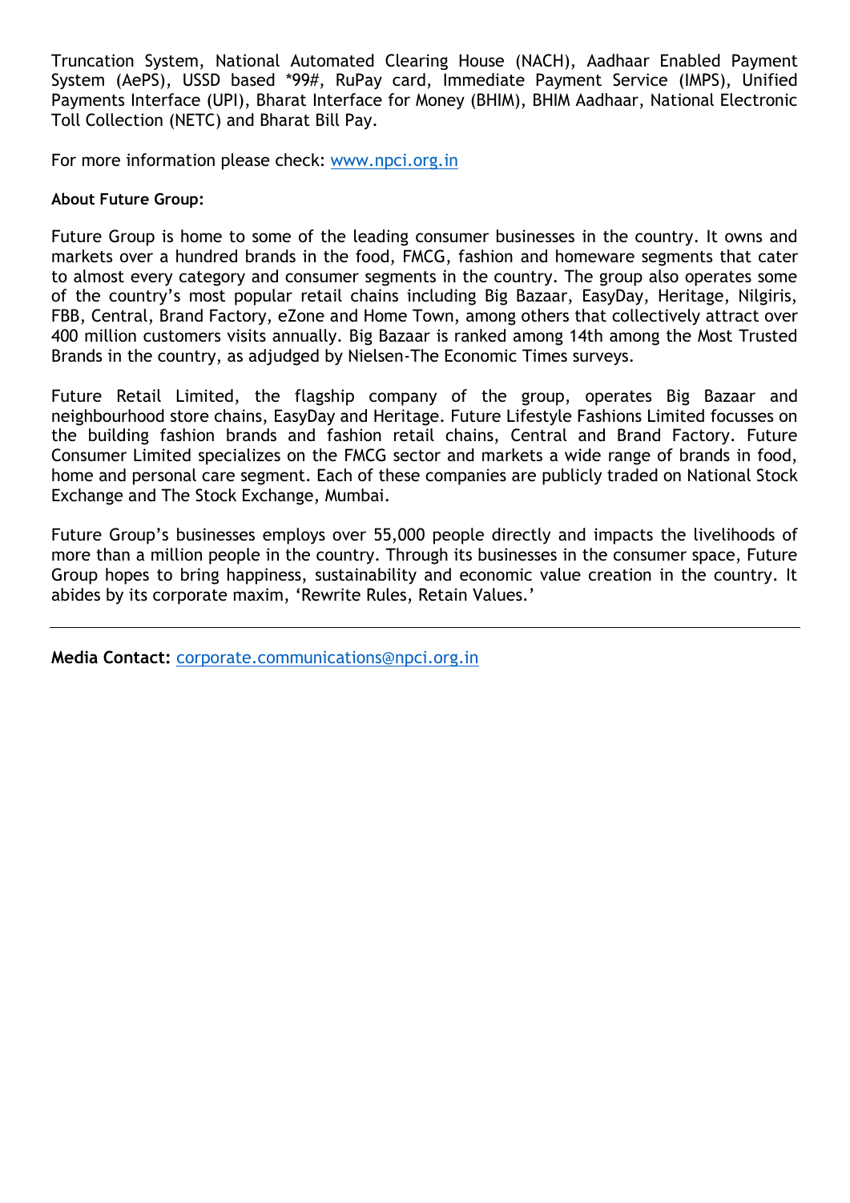Truncation System, National Automated Clearing House (NACH), Aadhaar Enabled Payment System (AePS), USSD based *99#, RuPay card, Immediate Payment Service (IMPS), Unified Payments Interface (UPI), Bharat Interface for Money (BHIM), BHIM Aadhaar, National Electronic Toll Collection (NETC) and Bharat Bill Pay.

For more information please check: www.npci.org.in

**About Future Group:**

Future Group is home to some of the leading consumer businesses in the country. It owns and markets over a hundred brands in the food, FMCG, fashion and homeware segments that cater to almost every category and consumer segments in the country. The group also operates some of the country's most popular retail chains including Big Bazaar, EasyDay, Heritage, Nilgiris, FBB, Central, Brand Factory, eZone and Home Town, among others that collectively attract over 400 million customers visits annually. Big Bazaar is ranked among 14th among the Most Trusted Brands in the country, as adjudged by Nielsen-The Economic Times surveys.

Future Retail Limited, the flagship company of the group, operates Big Bazaar and neighbourhood store chains, EasyDay and Heritage. Future Lifestyle Fashions Limited focusses on the building fashion brands and fashion retail chains, Central and Brand Factory. Future Consumer Limited specializes on the FMCG sector and markets a wide range of brands in food, home and personal care segment. Each of these companies are publicly traded on National Stock Exchange and The Stock Exchange, Mumbai.

Future Group's businesses employs over 55,000 people directly and impacts the livelihoods of more than a million people in the country. Through its businesses in the consumer space, Future Group hopes to bring happiness, sustainability and economic value creation in the country. It abides by its corporate maxim, 'Rewrite Rules, Retain Values.'

---

**Media Contact:** corporate.communications@npci.org.in